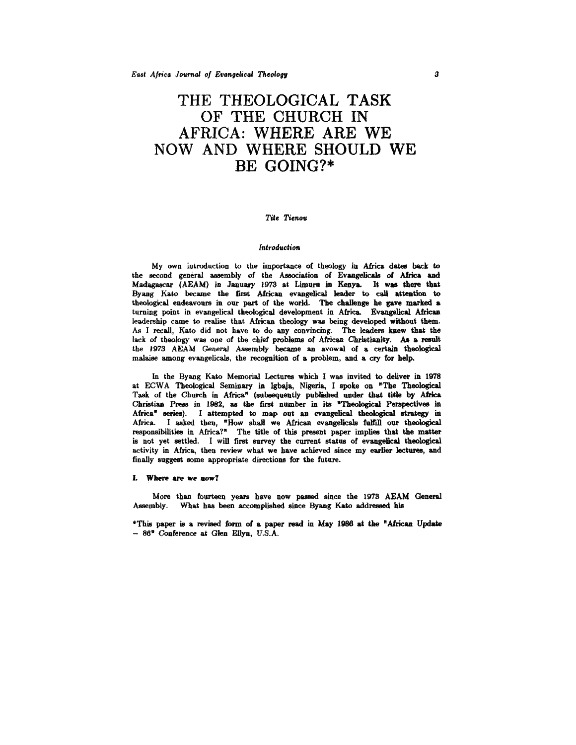# THE THEOLOGICAL TASK OF THE CHURCH IN AFRICA: WHERE ARE WE NOW AND WHERE SHOULD WE BE GOING?*

*Tite Tienou*

### *Introduction*

My own introduction to the importance of theology in Africa dates back to the second general assembly of the Association of Evangelicals of Africa and Madagascar (AEAM) in January 1973 at Limuru in Kenya. It was there that Byang Kato became the first African evangelical leader to call attention to theological endeavours in our part of the world. The challenge he gave marked a turning point in evangelical theological development in Africa. Evangelical African leadership came to realise that African theology was being developed without them. As I recall, Kato did not have to do any convincing. The leaders knew that the lack of theology was one of the chief problems of African Christianity. As a result the 1973 AEAM General Assembly became an avowal of a certain theological malaise among evangelicals, the recognition of a problem, and a cry for help.

In the Byang Kato Memorial Lectures which I was invited to deliver in 1978 at ECWA Theological Seminary in Igbaja, Nigeria, I spoke on "The Theological Task of the Church in Africa" (subsequently published under that title by Africa Christian Press in 1982, as the first number in its "Theological Perspectives in Africa" series). I attempted to map out an evangelical theological strategy in Africa. I asked then, "How shall we African evangelicals fulfill our theological responsibilities in Africa?" The title of this present paper implies that the matter is not yet settled. I will first survey the current status of evangelical theological activity in Africa, then review what we have achieved since my earlier lectures, and finally suggest some appropriate directions for the future.

## I. Where are we now?

More than fourteen years have now passed since the 1973 AEAM General Assembly. What has been accomplished since Byang Kato addressed his

*This paper is a revised form of a paper read in May 1986 at the "African Update – 86" Conference at Glen Ellyn, U.S.A.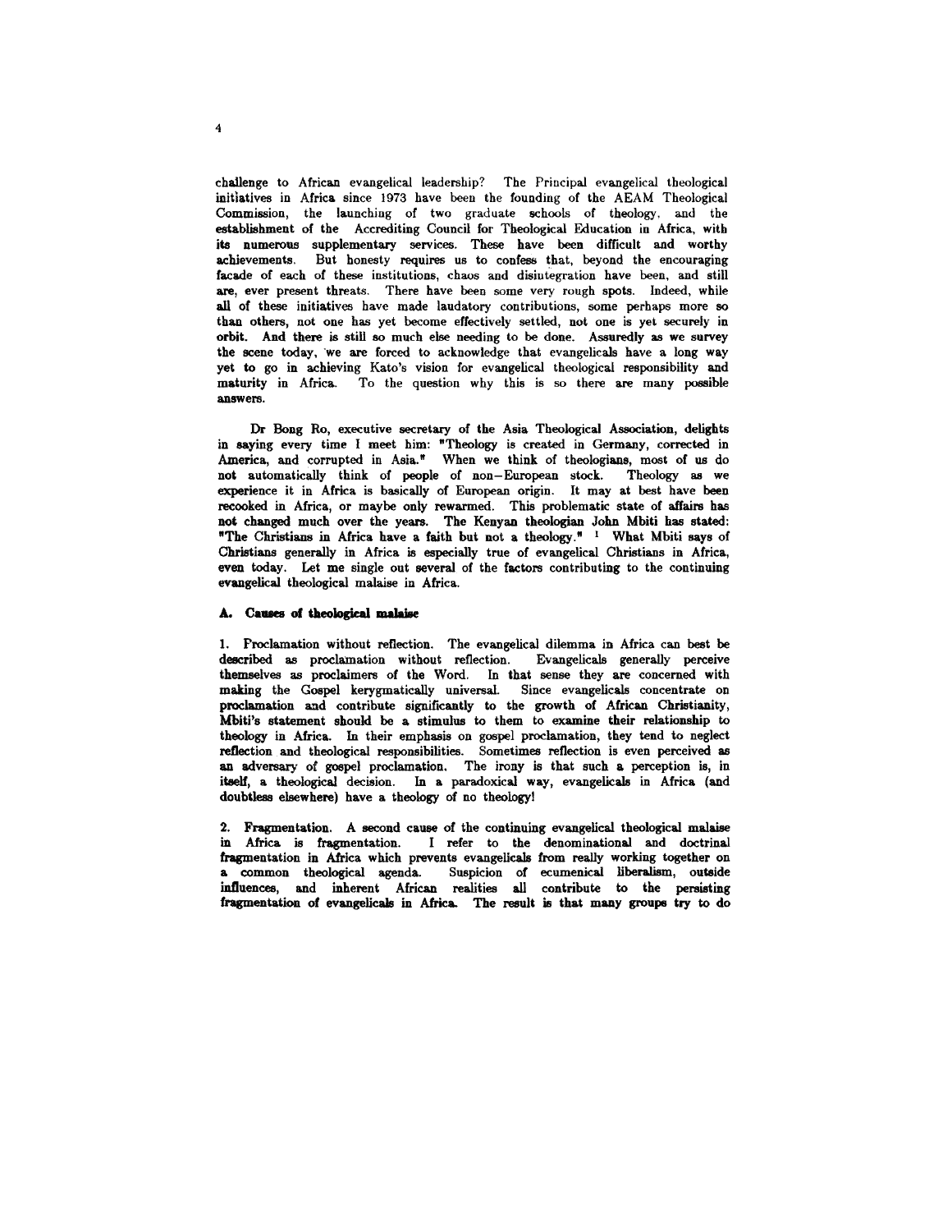challenge to African evangelical leadership? The Principal evangelical theological initiatives in Africa since 1973 have been the founding of the AEAM Theological Commission, the launching of two graduate schools of theology, and the establishment of the Accrediting Council for Theological Education in Africa, with its numerous supplementary services. These have been difficult and worthy achievements. But honesty requires us to confess that, beyond the encouraging facade of each of these institutions, chaos and disintegration have been, and still are, ever present threats. There have been some very rough spots. Indeed, while all of these initiatives have made laudatory contributions, some perhaps more so than others, not one has yet become effectively settled, not one is yet securely in orbit. And there is still so much else needing to be done. Assuredly as we survey the scene today, we are forced to acknowledge that evangelicals have a long way yet to go in achieving Kato's vision for evangelical theological responsibility and maturity in Africa. To the question why this is so there are many possible answers.

Dr Bong Ro, executive secretary of the Asia Theological Association, delights in saying every time I meet him: "Theology is created in Germany, corrected in America, and corrupted in Asia." When we think of theologians, most of us do not automatically think of people of non-European stock. Theology as we experience it in Africa is basically of European origin. It may at best have been recooked in Africa, or maybe only rewarmed. This problematic state of affairs has not changed much over the years. The Kenyan theologian John Mbiti has stated: "The Christians in Africa have a faith but not a theology." [1] What Mbiti says of Christians generally in Africa is especially true of evangelical Christians in Africa, even today. Let me single out several of the factors contributing to the continuing evangelical theological malaise in Africa.

### A. Causes of theological malaise

1. Proclamation without reflection. The evangelical dilemma in Africa can best be described as proclamation without reflection. Evangelicals generally perceive themselves as proclaimers of the Word. In that sense they are concerned with making the Gospel kerygmatically universal. Since evangelicals concentrate on proclamation and contribute significantly to the growth of African Christianity, Mbiti's statement should be a stimulus to them to examine their relationship to theology in Africa. In their emphasis on gospel proclamation, they tend to neglect reflection and theological responsibilities. Sometimes reflection is even perceived as an adversary of gospel proclamation. The irony is that such a perception is, in itself, a theological decision. In a paradoxical way, evangelicals in Africa (and doubtless elsewhere) have a theology of no theology!

2. Fragmentation. A second cause of the continuing evangelical theological malaise in Africa is fragmentation. I refer to the denominational and doctrinal fragmentation in Africa which prevents evangelicals from really working together on a common theological agenda. Suspicion of ecumenical liberalism, outside influences, and inherent African realities all contribute to the persisting fragmentation of evangelicals in Africa. The result is that many groups try to do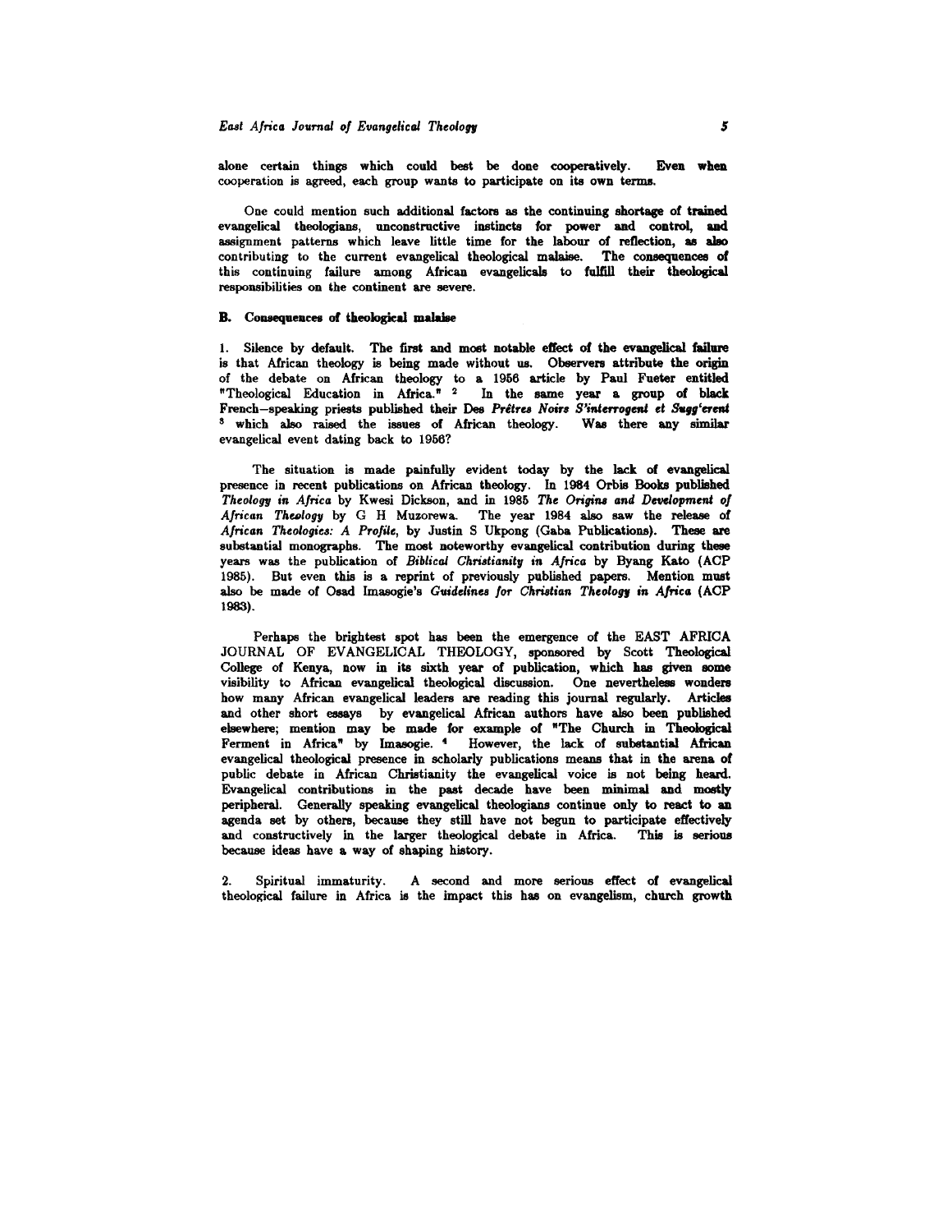alone certain things which could best be done cooperatively. Even when cooperation is agreed, each group wants to participate on its own terms.

One could mention such additional factors as the continuing shortage of trained evangelical theologians, unconstructive instincts for power and control, and assignment patterns which leave little time for the labour of reflection, as also contributing to the current evangelical theological malaise. The consequences of this continuing failure among African evangelicals to fulfill their theological responsibilities on the continent are severe.

### B. Consequences of theological malaise

1. Silence by default. The first and most notable effect of the evangelical failure is that African theology is being made without us. Observers attribute the origin of the debate on African theology to a 1956 article by Paul Fueter entitled "Theological Education in Africa." [2] In the same year a group of black French–speaking priests published their Des *Prêtres Noirs S'interrogent et Sugg'erent* [3] which also raised the issues of African theology. Was there any similar evangelical event dating back to 1956?

The situation is made painfully evident today by the lack of evangelical presence in recent publications on African theology. In 1984 Orbis Books published *Theology in Africa* by Kwesi Dickson, and in 1985 *The Origins and Development of African Theology* by G H Muzorewa. The year 1984 also saw the release of *African Theologies: A Profile*, by Justin S Ukpong (Gaba Publications). These are substantial monographs. The most noteworthy evangelical contribution during these years was the publication of *Biblical Christianity in Africa* by Byang Kato (ACP 1985). But even this is a reprint of previously published papers. Mention must also be made of Osad Imasogie's *Guidelines for Christian Theology in Africa* (ACP 1983).

Perhaps the brightest spot has been the emergence of the EAST AFRICA JOURNAL OF EVANGELICAL THEOLOGY, sponsored by Scott Theological College of Kenya, now in its sixth year of publication, which has given some visibility to African evangelical theological discussion. One nevertheless wonders how many African evangelical leaders are reading this journal regularly. Articles and other short essays by evangelical African authors have also been published elsewhere; mention may be made for example of "The Church in Theological Ferment in Africa" by Imasogie. [4] However, the lack of substantial African evangelical theological presence in scholarly publications means that in the arena of public debate in African Christianity the evangelical voice is not being heard. Evangelical contributions in the past decade have been minimal and mostly peripheral. Generally speaking evangelical theologians continue only to react to an agenda set by others, because they still have not begun to participate effectively and constructively in the larger theological debate in Africa. This is serious because ideas have a way of shaping history.

2. Spiritual immaturity. A second and more serious effect of evangelical theological failure in Africa is the impact this has on evangelism, church growth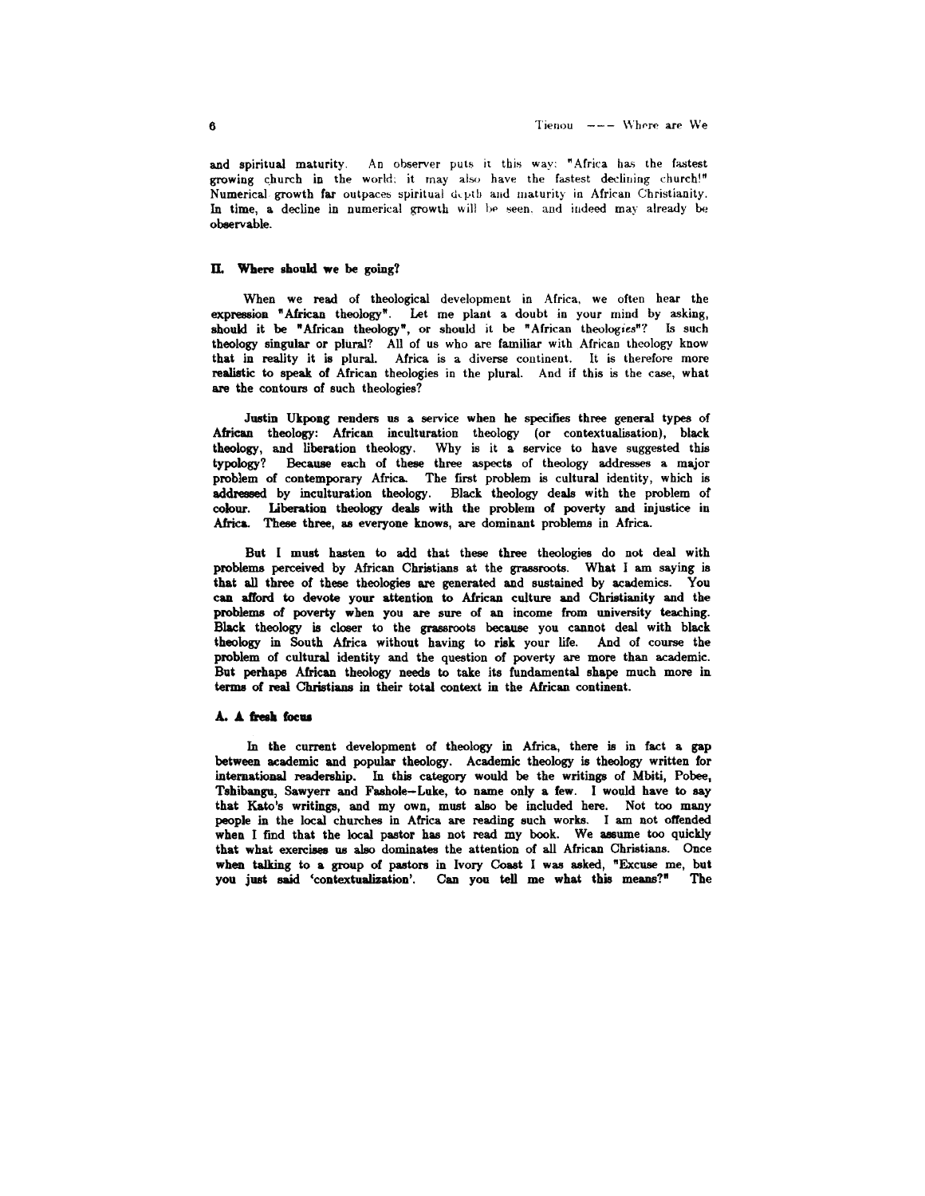and spiritual maturity. An observer puts it this way: "Africa has the fastest growing church in the world; it may also have the fastest declining church!" Numerical growth far outpaces spiritual depth and maturity in African Christianity. In time, a decline in numerical growth will be seen, and indeed may already be observable.

## II. Where should we be going?

When we read of theological development in Africa, we often hear the expression "African theology". Let me plant a doubt in your mind by asking, should it be "African theology", or should it be "African theolog*ies*"? Is such theology singular or plural? All of us who are familiar with African theology know that in reality it is plural. Africa is a diverse continent. It is therefore more realistic to speak of African theologies in the plural. And if this is the case, what are the contours of such theologies?

Justin Ukpong renders us a service when he specifies three general types of African theology: African inculturation theology (or contextualisation), black theology, and liberation theology. Why is it a service to have suggested this typology? Because each of these three aspects of theology addresses a major problem of contemporary Africa. The first problem is cultural identity, which is addressed by inculturation theology. Black theology deals with the problem of colour. Liberation theology deals with the problem of poverty and injustice in Africa. These three, as everyone knows, are dominant problems in Africa.

But I must hasten to add that these three theologies do not deal with problems perceived by African Christians at the grassroots. What I am saying is that all three of these theologies are generated and sustained by academics. You can afford to devote your attention to African culture and Christianity and the problems of poverty when you are sure of an income from university teaching. Black theology is closer to the grassroots because you cannot deal with black theology in South Africa without having to risk your life. And of course the problem of cultural identity and the question of poverty are more than academic. But perhaps African theology needs to take its fundamental shape much more in terms of real Christians in their total context in the African continent.

### A. A fresh focus

In the current development of theology in Africa, there is in fact a gap between academic and popular theology. Academic theology is theology written for international readership. In this category would be the writings of Mbiti, Pobee, Tshibangu, Sawyerr and Fashole–Luke, to name only a few. I would have to say that Kato's writings, and my own, must also be included here. Not too many people in the local churches in Africa are reading such works. I am not offended when I find that the local pastor has not read my book. We assume too quickly that what exercises us also dominates the attention of all African Christians. Once when talking to a group of pastors in Ivory Coast I was asked, "Excuse me, but you just said 'contextualization'. Can you tell me what this means?" The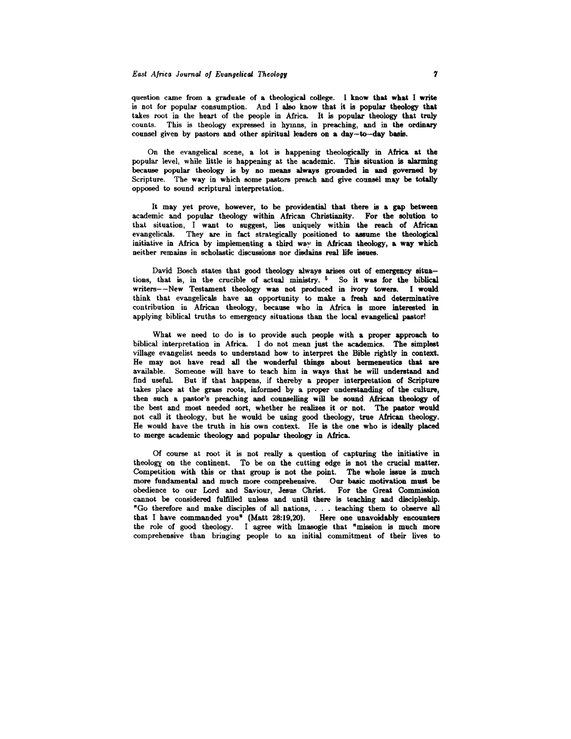question came from a graduate of a theological college. I know that what I write is not for popular consumption. And I also know that it is popular theology that takes root in the heart of the people in Africa. It is popular theology that truly counts. This is theology expressed in hymns, in preaching, and in the ordinary counsel given by pastors and other spiritual leaders on a day–to–day basis.

On the evangelical scene, a lot is happening theologically in Africa at the popular level, while little is happening at the academic. This situation is alarming because popular theology is by no means always grounded in and governed by Scripture. The way in which some pastors preach and give counsel may be totally opposed to sound scriptural interpretation.

It may yet prove, however, to be providential that there is a gap between academic and popular theology within African Christianity. For the solution to that situation, I want to suggest, lies uniquely within the reach of African evangelicals. They are in fact strategically positioned to assume the theological initiative in Africa by implementing a third way in African theology, a way which neither remains in scholastic discussions nor disdains real life issues.

David Bosch states that good theology always arises out of emergency situations, that is, in the crucible of actual ministry. [5] So it was for the biblical writers––New Testament theology was not produced in ivory towers. I would think that evangelicals have an opportunity to make a fresh and determinative contribution in African theology, because who in Africa is more interested in applying biblical truths to emergency situations than the local evangelical pastor!

What we need to do is to provide such people with a proper approach to biblical interpretation in Africa. I do not mean just the academics. The simplest village evangelist needs to understand how to interpret the Bible rightly in context. He may not have read all the wonderful things about hermeneutics that are available. Someone will have to teach him in ways that he will understand and find useful. But if that happens, if thereby a proper interpretation of Scripture takes place at the grass roots, informed by a proper understanding of the culture, then such a pastor's preaching and counselling will be sound African theology of the best and most needed sort, whether he realizes it or not. The pastor would not call it theology, but he would be using good theology, true African theology. He would have the truth in his own context. He is the one who is ideally placed to merge academic theology and popular theology in Africa.

Of course at root it is not really a question of capturing the initiative in theology on the continent. To be on the cutting edge is not the crucial matter. Competition with this or that group is not the point. The whole issue is much more fundamental and much more comprehensive. Our basic motivation must be obedience to our Lord and Saviour, Jesus Christ. For the Great Commission cannot be considered fulfilled unless and until there is teaching and discipleship. "Go therefore and make disciples of all nations, . . . teaching them to observe all that I have commanded you" (Matt 28:19,20). Here one unavoidably encounters the role of good theology. I agree with Imasogie that "mission is much more comprehensive than bringing people to an initial commitment of their lives to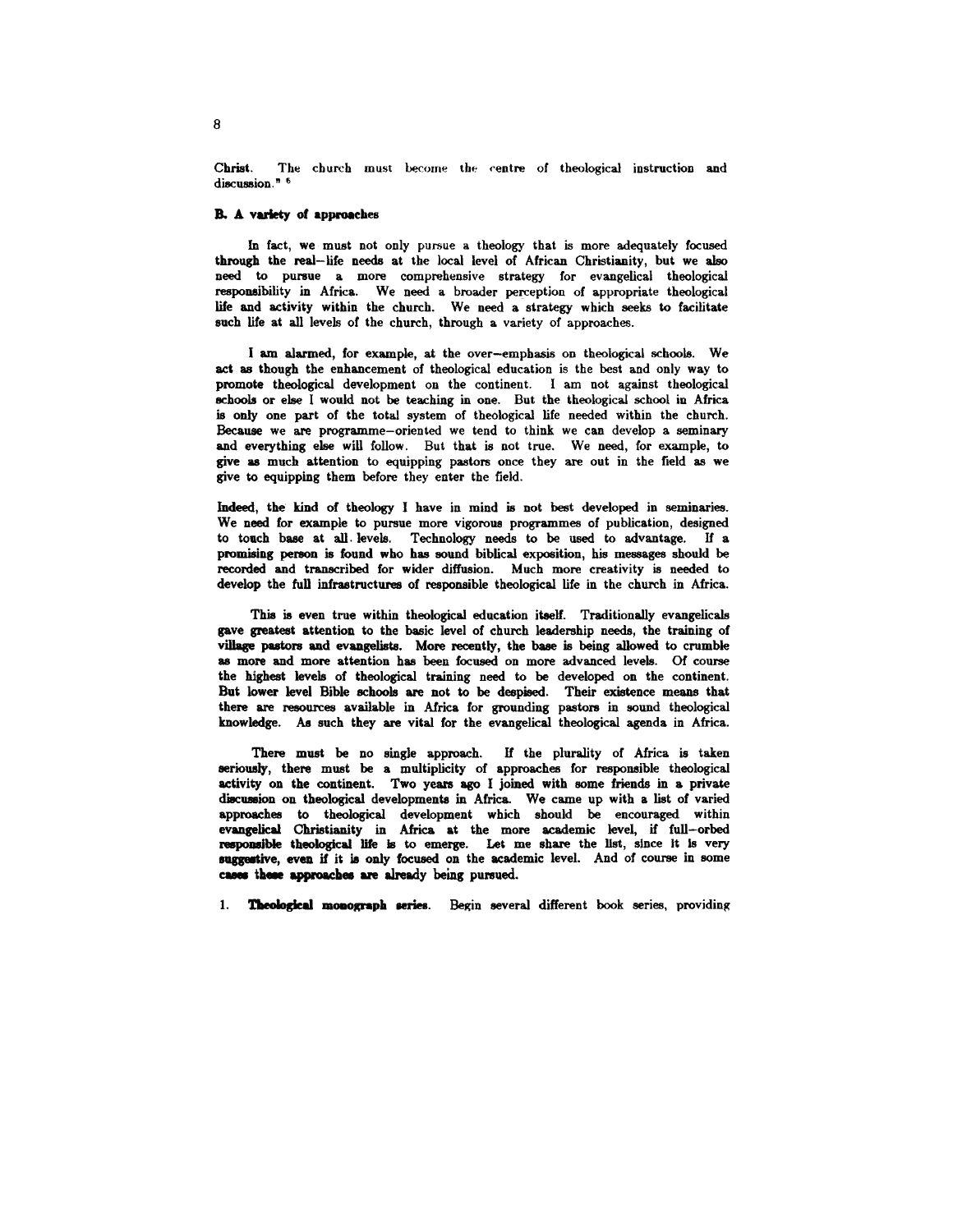Christ. The church must become the centre of theological instruction and discussion." [6]

**B. A variety of approaches**

In fact, we must not only pursue a theology that is more adequately focused through the real-life needs at the local level of African Christianity, but we also need to pursue a more comprehensive strategy for evangelical theological responsibility in Africa. We need a broader perception of appropriate theological life and activity within the church. We need a strategy which seeks to facilitate such life at all levels of the church, through a variety of approaches.

I am alarmed, for example, at the over-emphasis on theological schools. We act as though the enhancement of theological education is the best and only way to promote theological development on the continent. I am not against theological schools or else I would not be teaching in one. But the theological school in Africa is only one part of the total system of theological life needed within the church. Because we are programme-oriented we tend to think we can develop a seminary and everything else will follow. But that is not true. We need, for example, to give as much attention to equipping pastors once they are out in the field as we give to equipping them before they enter the field.

Indeed, the kind of theology I have in mind is not best developed in seminaries. We need for example to pursue more vigorous programmes of publication, designed to touch base at all levels. Technology needs to be used to advantage. If a promising person is found who has sound biblical exposition, his messages should be recorded and transcribed for wider diffusion. Much more creativity is needed to develop the full infrastructures of responsible theological life in the church in Africa.

This is even true within theological education itself. Traditionally evangelicals gave greatest attention to the basic level of church leadership needs, the training of village pastors and evangelists. More recently, the base is being allowed to crumble as more and more attention has been focused on more advanced levels. Of course the highest levels of theological training need to be developed on the continent. But lower level Bible schools are not to be despised. Their existence means that there are resources available in Africa for grounding pastors in sound theological knowledge. As such they are vital for the evangelical theological agenda in Africa.

There must be no single approach. If the plurality of Africa is taken seriously, there must be a multiplicity of approaches for responsible theological activity on the continent. Two years ago I joined with some friends in a private discussion on theological developments in Africa. We came up with a list of varied approaches to theological development which should be encouraged within evangelical Christianity in Africa at the more academic level, if full-orbed responsible theological life is to emerge. Let me share the list, since it is very suggestive, even if it is only focused on the academic level. And of course in some cases these approaches are already being pursued.

1. **Theological monograph series.** Begin several different book series, providing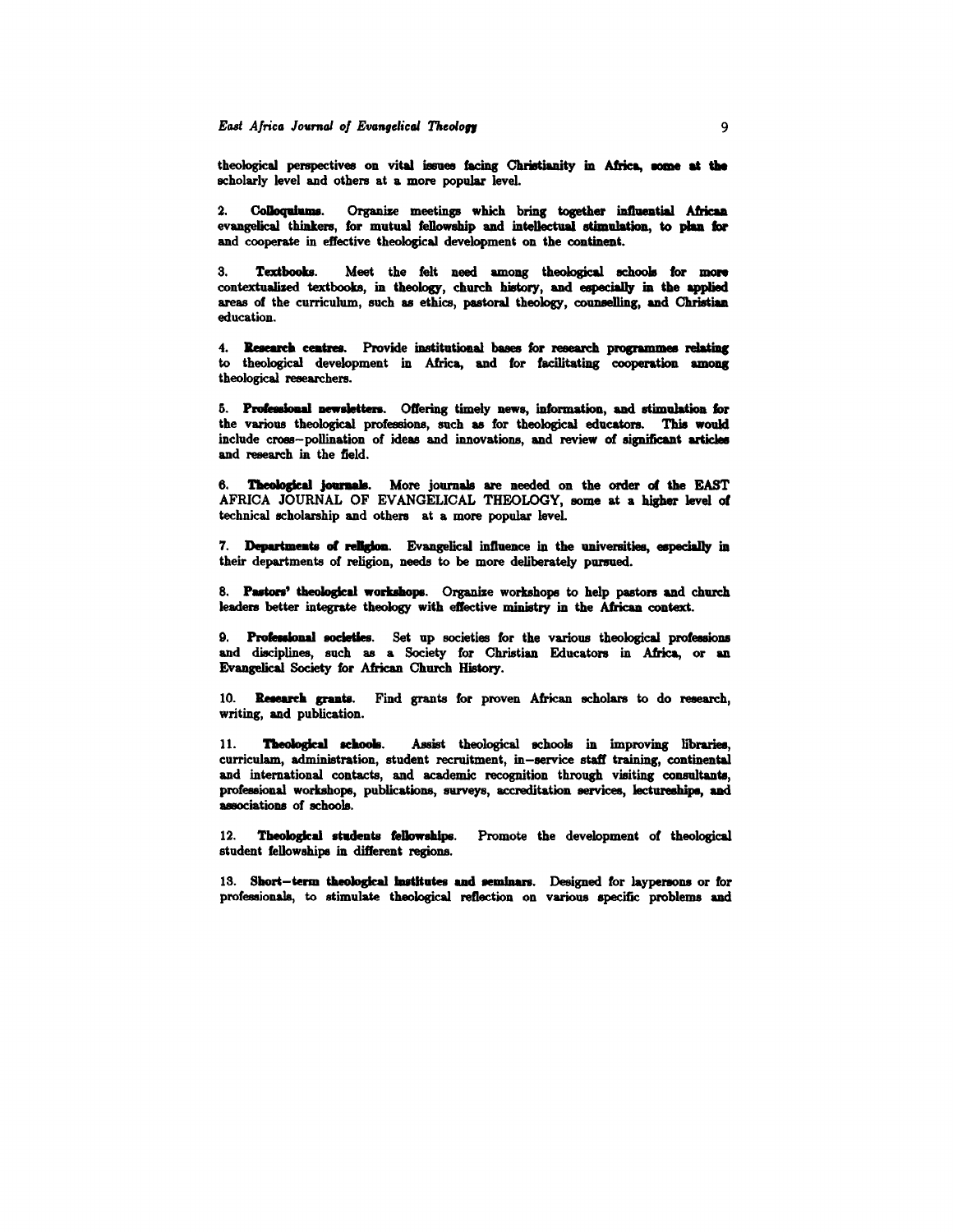theological perspectives on vital issues facing Christianity in Africa, some at the scholarly level and others at a more popular level.

2. **Colloquiums**. Organize meetings which bring together influential African evangelical thinkers, for mutual fellowship and intellectual stimulation, to plan for and cooperate in effective theological development on the continent.

3. **Textbooks**. Meet the felt need among theological schools for more contextualized textbooks, in theology, church history, and especially in the applied areas of the curriculum, such as ethics, pastoral theology, counselling, and Christian education.

4. **Research centres**. Provide institutional bases for research programmes relating to theological development in Africa, and for facilitating cooperation among theological researchers.

5. **Professional newsletters**. Offering timely news, information, and stimulation for the various theological professions, such as for theological educators. This would include cross–pollination of ideas and innovations, and review of significant articles and research in the field.

6. **Theological journals**. More journals are needed on the order of the EAST AFRICA JOURNAL OF EVANGELICAL THEOLOGY, some at a higher level of technical scholarship and others at a more popular level.

7. **Departments of religion**. Evangelical influence in the universities, especially in their departments of religion, needs to be more deliberately pursued.

8. **Pastors' theological workshops**. Organize workshops to help pastors and church leaders better integrate theology with effective ministry in the African context.

9. **Professional societies**. Set up societies for the various theological professions and disciplines, such as a Society for Christian Educators in Africa, or an Evangelical Society for African Church History.

10. **Research grants**. Find grants for proven African scholars to do research, writing, and publication.

11. **Theological schools**. Assist theological schools in improving libraries, curriculam, administration, student recruitment, in–service staff training, continental and international contacts, and academic recognition through visiting consultants, professional workshops, publications, surveys, accreditation services, lectureships, and associations of schools.

12. **Theological students fellowships**. Promote the development of theological student fellowships in different regions.

13. **Short–term theological institutes and seminars**. Designed for laypersons or for professionals, to stimulate theological reflection on various specific problems and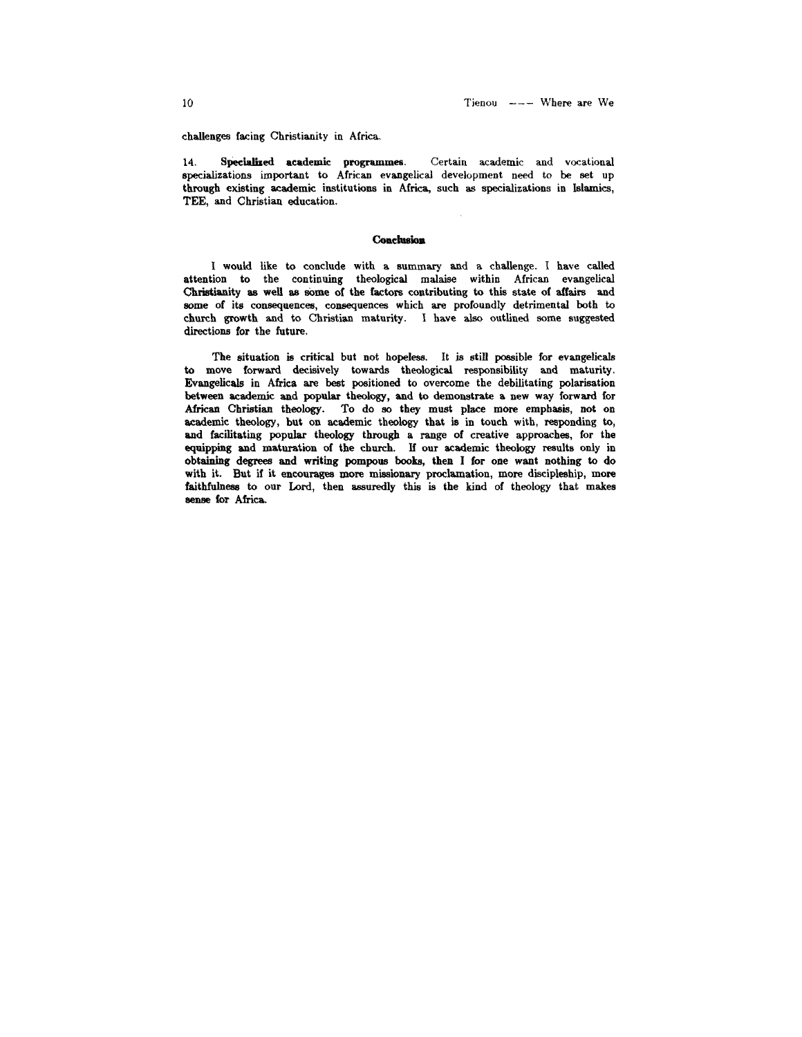challenges facing Christianity in Africa.

14. **Specialized academic programmes**. Certain academic and vocational specializations important to African evangelical development need to be set up through existing academic institutions in Africa, such as specializations in Islamics, TEE, and Christian education.

## Conclusion

I would like to conclude with a summary and a challenge. I have called attention to the continuing theological malaise within African evangelical Christianity as well as some of the factors contributing to this state of affairs and some of its consequences, consequences which are profoundly detrimental both to church growth and to Christian maturity. I have also outlined some suggested directions for the future.

The situation is critical but not hopeless. It is still possible for evangelicals to move forward decisively towards theological responsibility and maturity. Evangelicals in Africa are best positioned to overcome the debilitating polarisation between academic and popular theology, and to demonstrate a new way forward for African Christian theology. To do so they must place more emphasis, not on academic theology, but on academic theology that is in touch with, responding to, and facilitating popular theology through a range of creative approaches, for the equipping and maturation of the church. If our academic theology results only in obtaining degrees and writing pompous books, then I for one want nothing to do with it. But if it encourages more missionary proclamation, more discipleship, more faithfulness to our Lord, then assuredly this is the kind of theology that makes sense for Africa.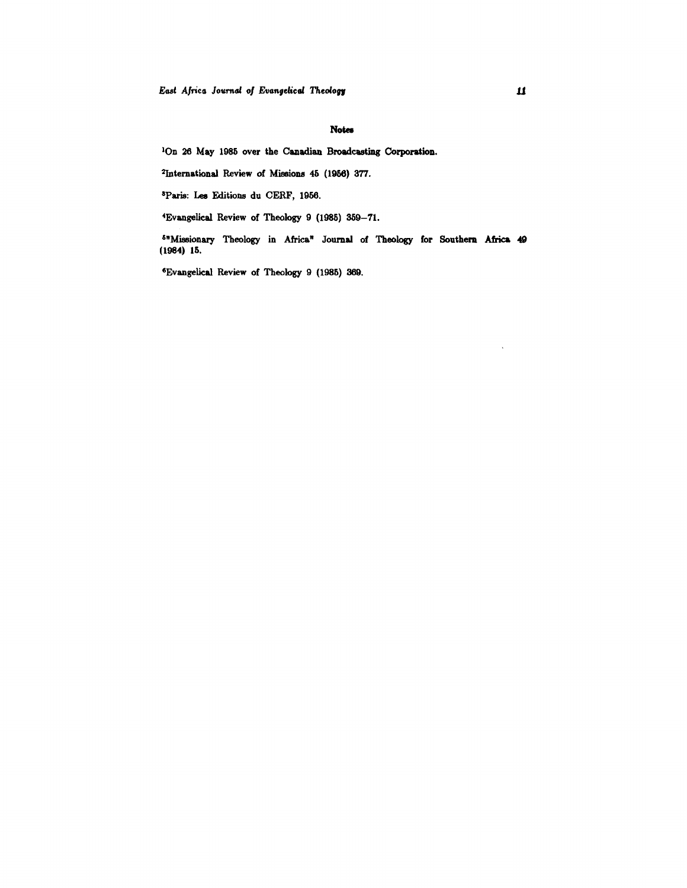**Notes**

[1]On 26 May 1985 over the Canadian Broadcasting Corporation.

[2]International Review of Missions 45 (1956) 377.

[3]Paris: Les Editions du CERF, 1956.

[4]Evangelical Review of Theology 9 (1985) 359–71.

[5]"Missionary Theology in Africa" Journal of Theology for Southern Africa 49 (1984) 15.

[6]Evangelical Review of Theology 9 (1985) 369.